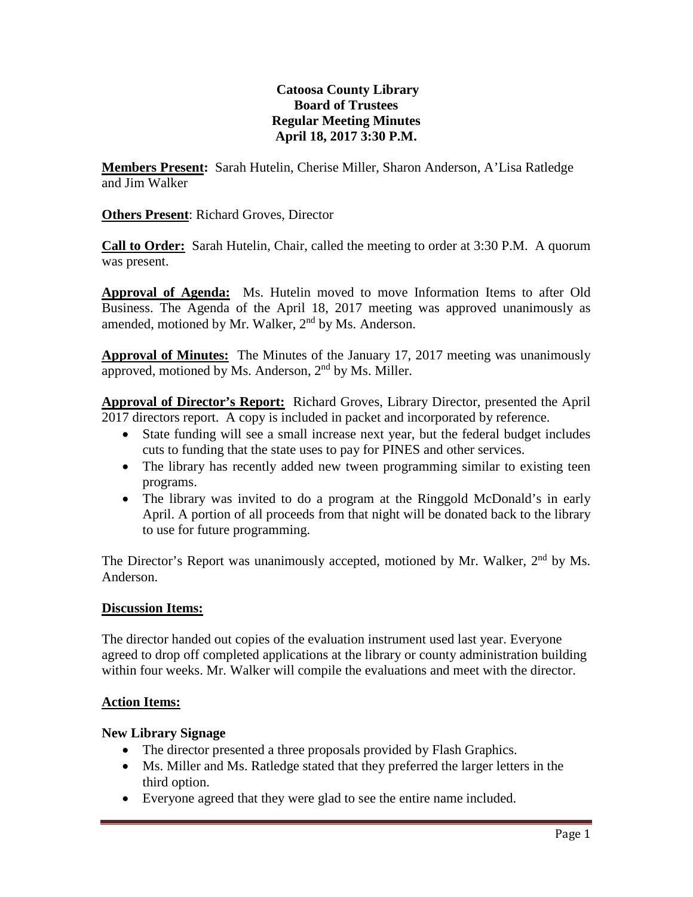**Catoosa County Library**
**Board of Trustees**
**Regular Meeting Minutes**
**April 18, 2017 3:30 P.M.**

**Members Present:** Sarah Hutelin, Cherise Miller, Sharon Anderson, A'Lisa Ratledge and Jim Walker

**Others Present**: Richard Groves, Director

**Call to Order:** Sarah Hutelin, Chair, called the meeting to order at 3:30 P.M. A quorum was present.

**Approval of Agenda:** Ms. Hutelin moved to move Information Items to after Old Business. The Agenda of the April 18, 2017 meeting was approved unanimously as amended, motioned by Mr. Walker, 2nd by Ms. Anderson.

**Approval of Minutes:** The Minutes of the January 17, 2017 meeting was unanimously approved, motioned by Ms. Anderson, 2nd by Ms. Miller.

**Approval of Director's Report:** Richard Groves, Library Director, presented the April 2017 directors report. A copy is included in packet and incorporated by reference.

- State funding will see a small increase next year, but the federal budget includes cuts to funding that the state uses to pay for PINES and other services.
- The library has recently added new tween programming similar to existing teen programs.
- The library was invited to do a program at the Ringgold McDonald's in early April. A portion of all proceeds from that night will be donated back to the library to use for future programming.

The Director's Report was unanimously accepted, motioned by Mr. Walker, 2nd by Ms. Anderson.

**Discussion Items:**

The director handed out copies of the evaluation instrument used last year. Everyone agreed to drop off completed applications at the library or county administration building within four weeks. Mr. Walker will compile the evaluations and meet with the director.

**Action Items:**

**New Library Signage**

- The director presented a three proposals provided by Flash Graphics.
- Ms. Miller and Ms. Ratledge stated that they preferred the larger letters in the third option.
- Everyone agreed that they were glad to see the entire name included.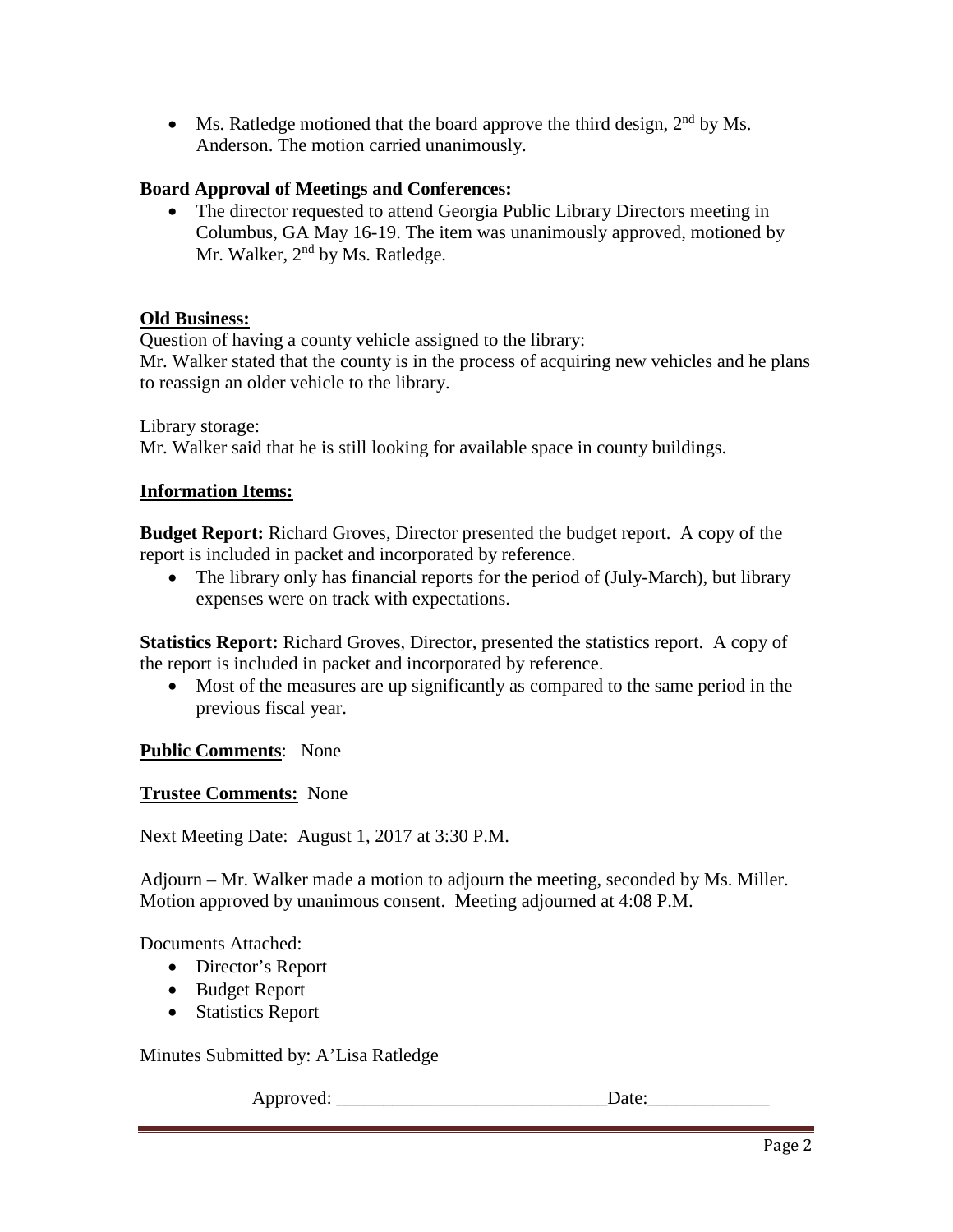- Ms. Ratledge motioned that the board approve the third design, 2nd by Ms. Anderson. The motion carried unanimously.

**Board Approval of Meetings and Conferences:**

- The director requested to attend Georgia Public Library Directors meeting in Columbus, GA May 16-19. The item was unanimously approved, motioned by Mr. Walker, 2nd by Ms. Ratledge.

**Old Business:**

Question of having a county vehicle assigned to the library:
Mr. Walker stated that the county is in the process of acquiring new vehicles and he plans to reassign an older vehicle to the library.

Library storage:
Mr. Walker said that he is still looking for available space in county buildings.

**Information Items:**

**Budget Report:** Richard Groves, Director presented the budget report. A copy of the report is included in packet and incorporated by reference.

- The library only has financial reports for the period of (July-March), but library expenses were on track with expectations.

**Statistics Report:** Richard Groves, Director, presented the statistics report. A copy of the report is included in packet and incorporated by reference.

- Most of the measures are up significantly as compared to the same period in the previous fiscal year.

**Public Comments**: None

**Trustee Comments:** None

Next Meeting Date: August 1, 2017 at 3:30 P.M.

Adjourn – Mr. Walker made a motion to adjourn the meeting, seconded by Ms. Miller. Motion approved by unanimous consent. Meeting adjourned at 4:08 P.M.

Documents Attached:

- Director's Report
- Budget Report
- Statistics Report

Minutes Submitted by: A'Lisa Ratledge

Approved: ____________________________ Date:_____________